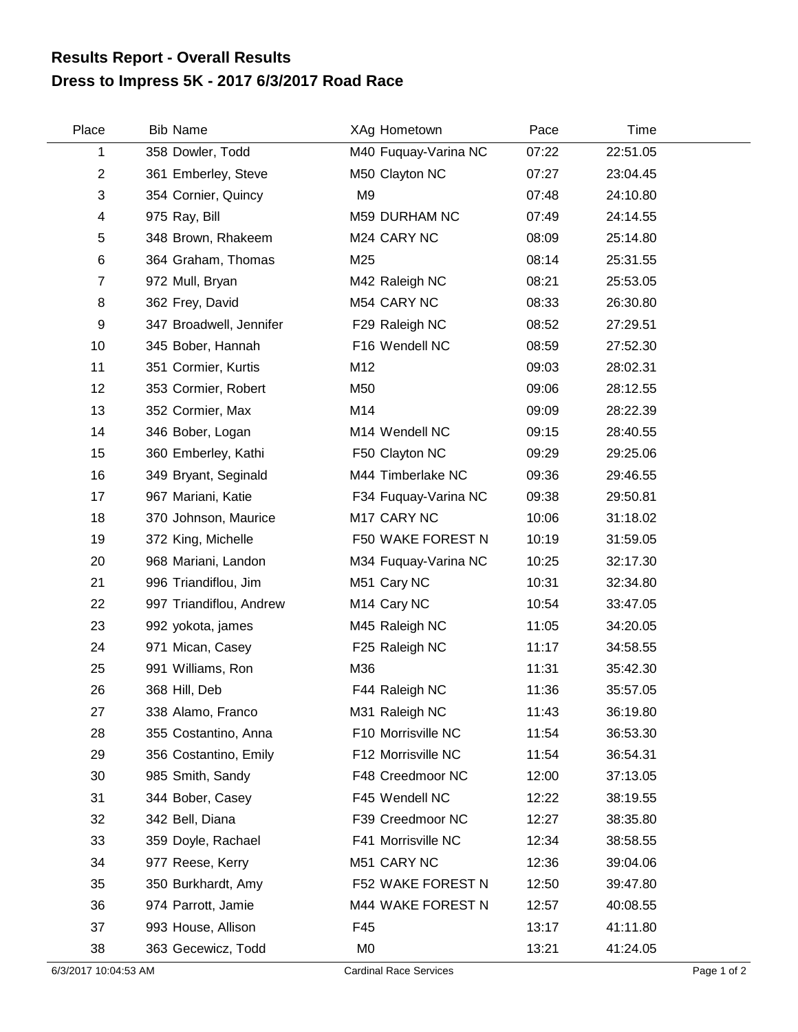# Results Report - Overall Results
## Dress to Impress 5K - 2017 6/3/2017 Road Race

| Place | Bib | Name | XAg | Hometown | Pace | Time |
|---|---|---|---|---|---|---|
| 1 | 358 | Dowler, Todd | M40 | Fuquay-Varina NC | 07:22 | 22:51.05 |
| 2 | 361 | Emberley, Steve | M50 | Clayton NC | 07:27 | 23:04.45 |
| 3 | 354 | Cornier, Quincy | M9 | | 07:48 | 24:10.80 |
| 4 | 975 | Ray, Bill | M59 | DURHAM NC | 07:49 | 24:14.55 |
| 5 | 348 | Brown, Rhakeem | M24 | CARY NC | 08:09 | 25:14.80 |
| 6 | 364 | Graham, Thomas | M25 | | 08:14 | 25:31.55 |
| 7 | 972 | Mull, Bryan | M42 | Raleigh NC | 08:21 | 25:53.05 |
| 8 | 362 | Frey, David | M54 | CARY NC | 08:33 | 26:30.80 |
| 9 | 347 | Broadwell, Jennifer | F29 | Raleigh NC | 08:52 | 27:29.51 |
| 10 | 345 | Bober, Hannah | F16 | Wendell NC | 08:59 | 27:52.30 |
| 11 | 351 | Cormier, Kurtis | M12 | | 09:03 | 28:02.31 |
| 12 | 353 | Cormier, Robert | M50 | | 09:06 | 28:12.55 |
| 13 | 352 | Cormier, Max | M14 | | 09:09 | 28:22.39 |
| 14 | 346 | Bober, Logan | M14 | Wendell NC | 09:15 | 28:40.55 |
| 15 | 360 | Emberley, Kathi | F50 | Clayton NC | 09:29 | 29:25.06 |
| 16 | 349 | Bryant, Seginald | M44 | Timberlake NC | 09:36 | 29:46.55 |
| 17 | 967 | Mariani, Katie | F34 | Fuquay-Varina NC | 09:38 | 29:50.81 |
| 18 | 370 | Johnson, Maurice | M17 | CARY NC | 10:06 | 31:18.02 |
| 19 | 372 | King, Michelle | F50 | WAKE FOREST N | 10:19 | 31:59.05 |
| 20 | 968 | Mariani, Landon | M34 | Fuquay-Varina NC | 10:25 | 32:17.30 |
| 21 | 996 | Triandiflou, Jim | M51 | Cary NC | 10:31 | 32:34.80 |
| 22 | 997 | Triandiflou, Andrew | M14 | Cary NC | 10:54 | 33:47.05 |
| 23 | 992 | yokota, james | M45 | Raleigh NC | 11:05 | 34:20.05 |
| 24 | 971 | Mican, Casey | F25 | Raleigh NC | 11:17 | 34:58.55 |
| 25 | 991 | Williams, Ron | M36 | | 11:31 | 35:42.30 |
| 26 | 368 | Hill, Deb | F44 | Raleigh NC | 11:36 | 35:57.05 |
| 27 | 338 | Alamo, Franco | M31 | Raleigh NC | 11:43 | 36:19.80 |
| 28 | 355 | Costantino, Anna | F10 | Morrisville NC | 11:54 | 36:53.30 |
| 29 | 356 | Costantino, Emily | F12 | Morrisville NC | 11:54 | 36:54.31 |
| 30 | 985 | Smith, Sandy | F48 | Creedmoor NC | 12:00 | 37:13.05 |
| 31 | 344 | Bober, Casey | F45 | Wendell NC | 12:22 | 38:19.55 |
| 32 | 342 | Bell, Diana | F39 | Creedmoor NC | 12:27 | 38:35.80 |
| 33 | 359 | Doyle, Rachael | F41 | Morrisville NC | 12:34 | 38:58.55 |
| 34 | 977 | Reese, Kerry | M51 | CARY NC | 12:36 | 39:04.06 |
| 35 | 350 | Burkhardt, Amy | F52 | WAKE FOREST N | 12:50 | 39:47.80 |
| 36 | 974 | Parrott, Jamie | M44 | WAKE FOREST N | 12:57 | 40:08.55 |
| 37 | 993 | House, Allison | F45 | | 13:17 | 41:11.80 |
| 38 | 363 | Gecewicz, Todd | M0 | | 13:21 | 41:24.05 |

6/3/2017 10:04:53 AM — Cardinal Race Services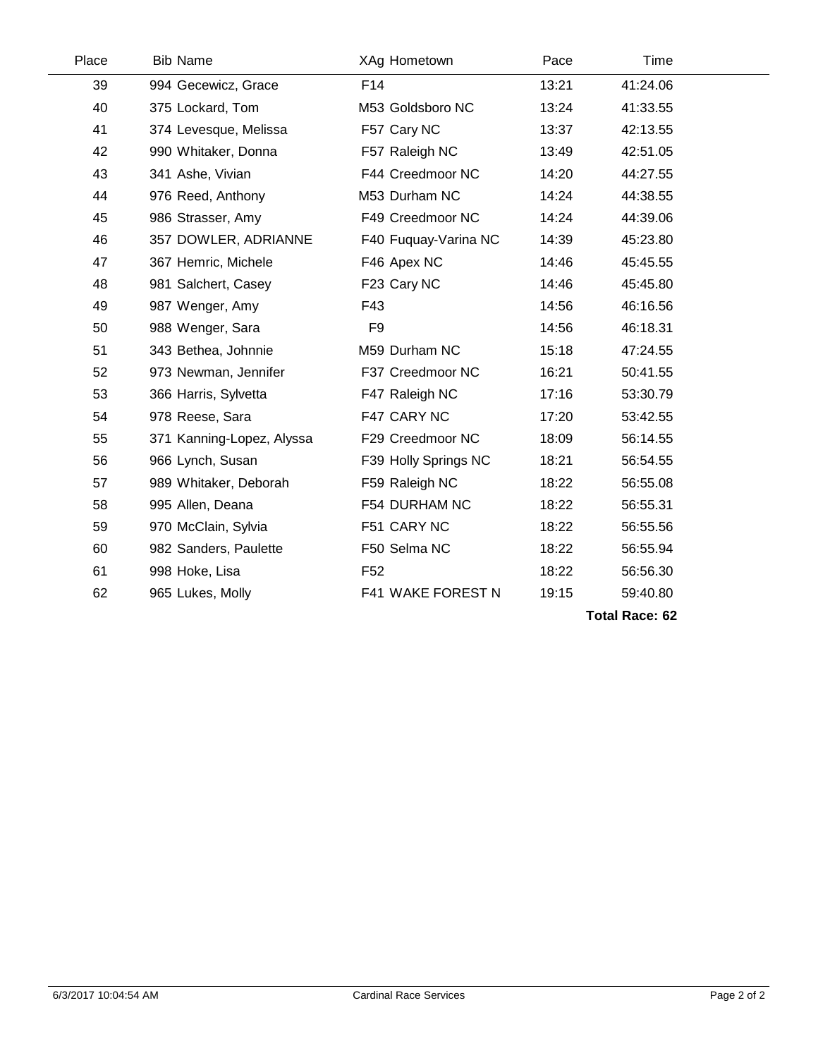| Place | Bib | Name | XAg | Hometown | Pace | Time |
|---|---|---|---|---|---|---|
| 39 | 994 | Gecewicz, Grace | F14 | | 13:21 | 41:24.06 |
| 40 | 375 | Lockard, Tom | M53 | Goldsboro NC | 13:24 | 41:33.55 |
| 41 | 374 | Levesque, Melissa | F57 | Cary NC | 13:37 | 42:13.55 |
| 42 | 990 | Whitaker, Donna | F57 | Raleigh NC | 13:49 | 42:51.05 |
| 43 | 341 | Ashe, Vivian | F44 | Creedmoor NC | 14:20 | 44:27.55 |
| 44 | 976 | Reed, Anthony | M53 | Durham NC | 14:24 | 44:38.55 |
| 45 | 986 | Strasser, Amy | F49 | Creedmoor NC | 14:24 | 44:39.06 |
| 46 | 357 | DOWLER, ADRIANNE | F40 | Fuquay-Varina NC | 14:39 | 45:23.80 |
| 47 | 367 | Hemric, Michele | F46 | Apex NC | 14:46 | 45:45.55 |
| 48 | 981 | Salchert, Casey | F23 | Cary NC | 14:46 | 45:45.80 |
| 49 | 987 | Wenger, Amy | F43 | | 14:56 | 46:16.56 |
| 50 | 988 | Wenger, Sara | F9 | | 14:56 | 46:18.31 |
| 51 | 343 | Bethea, Johnnie | M59 | Durham NC | 15:18 | 47:24.55 |
| 52 | 973 | Newman, Jennifer | F37 | Creedmoor NC | 16:21 | 50:41.55 |
| 53 | 366 | Harris, Sylvetta | F47 | Raleigh NC | 17:16 | 53:30.79 |
| 54 | 978 | Reese, Sara | F47 | CARY NC | 17:20 | 53:42.55 |
| 55 | 371 | Kanning-Lopez, Alyssa | F29 | Creedmoor NC | 18:09 | 56:14.55 |
| 56 | 966 | Lynch, Susan | F39 | Holly Springs NC | 18:21 | 56:54.55 |
| 57 | 989 | Whitaker, Deborah | F59 | Raleigh NC | 18:22 | 56:55.08 |
| 58 | 995 | Allen, Deana | F54 | DURHAM NC | 18:22 | 56:55.31 |
| 59 | 970 | McClain, Sylvia | F51 | CARY NC | 18:22 | 56:55.56 |
| 60 | 982 | Sanders, Paulette | F50 | Selma NC | 18:22 | 56:55.94 |
| 61 | 998 | Hoke, Lisa | F52 | | 18:22 | 56:56.30 |
| 62 | 965 | Lukes, Molly | F41 | WAKE FOREST N | 19:15 | 59:40.80 |

**Total Race: 62**

6/3/2017 10:04:54 AM Cardinal Race Services